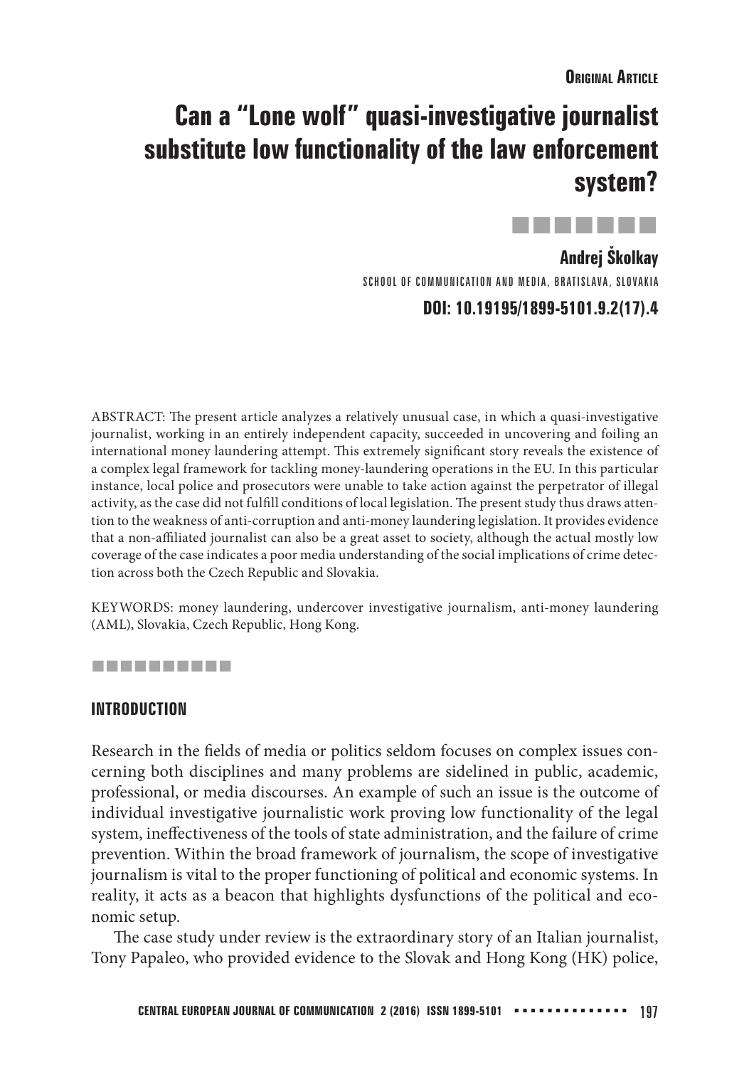Original Article

# Can a "Lone wolf" quasi-investigative journalist substitute low functionality of the law enforcement system?

**Andrej Školkay**

SCHOOL OF COMMUNICATION AND MEDIA, BRATISLAVA, SLOVAKIA

**DOI: 10.19195/1899-5101.9.2(17).4**

ABSTRACT: The present article analyzes a relatively unusual case, in which a quasi-investigative journalist, working in an entirely independent capacity, succeeded in uncovering and foiling an international money laundering attempt. This extremely significant story reveals the existence of a complex legal framework for tackling money-laundering operations in the EU. In this particular instance, local police and prosecutors were unable to take action against the perpetrator of illegal activity, as the case did not fulfill conditions of local legislation. The present study thus draws attention to the weakness of anti-corruption and anti-money laundering legislation. It provides evidence that a non-affiliated journalist can also be a great asset to society, although the actual mostly low coverage of the case indicates a poor media understanding of the social implications of crime detection across both the Czech Republic and Slovakia.

KEYWORDS: money laundering, undercover investigative journalism, anti-money laundering (AML), Slovakia, Czech Republic, Hong Kong.

## INTRODUCTION

Research in the fields of media or politics seldom focuses on complex issues concerning both disciplines and many problems are sidelined in public, academic, professional, or media discourses. An example of such an issue is the outcome of individual investigative journalistic work proving low functionality of the legal system, ineffectiveness of the tools of state administration, and the failure of crime prevention. Within the broad framework of journalism, the scope of investigative journalism is vital to the proper functioning of political and economic systems. In reality, it acts as a beacon that highlights dysfunctions of the political and economic setup.

The case study under review is the extraordinary story of an Italian journalist, Tony Papaleo, who provided evidence to the Slovak and Hong Kong (HK) police,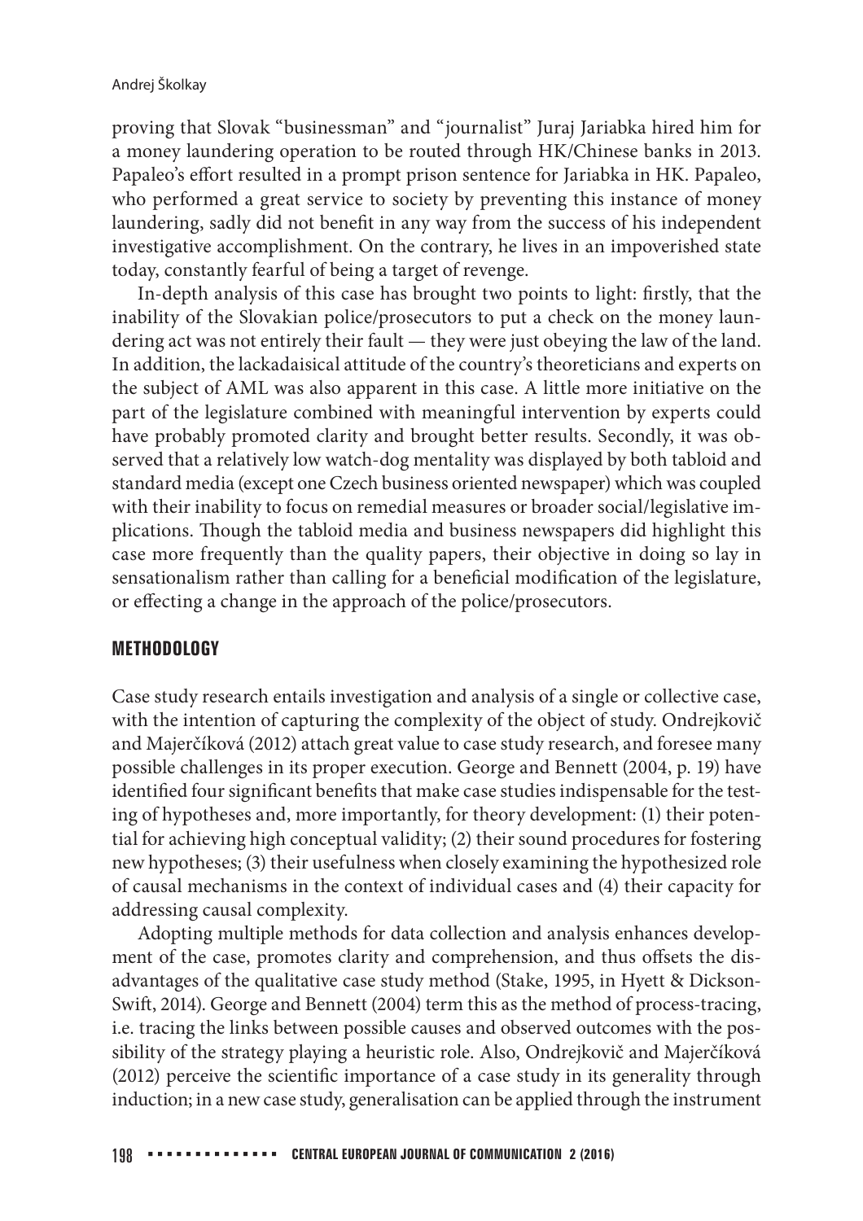proving that Slovak "businessman" and "journalist" Juraj Jariabka hired him for a money laundering operation to be routed through HK/Chinese banks in 2013. Papaleo's effort resulted in a prompt prison sentence for Jariabka in HK. Papaleo, who performed a great service to society by preventing this instance of money laundering, sadly did not benefit in any way from the success of his independent investigative accomplishment. On the contrary, he lives in an impoverished state today, constantly fearful of being a target of revenge.

In-depth analysis of this case has brought two points to light: firstly, that the inability of the Slovakian police/prosecutors to put a check on the money laundering act was not entirely their fault — they were just obeying the law of the land. In addition, the lackadaisical attitude of the country's theoreticians and experts on the subject of AML was also apparent in this case. A little more initiative on the part of the legislature combined with meaningful intervention by experts could have probably promoted clarity and brought better results. Secondly, it was observed that a relatively low watch-dog mentality was displayed by both tabloid and standard media (except one Czech business oriented newspaper) which was coupled with their inability to focus on remedial measures or broader social/legislative implications. Though the tabloid media and business newspapers did highlight this case more frequently than the quality papers, their objective in doing so lay in sensationalism rather than calling for a beneficial modification of the legislature, or effecting a change in the approach of the police/prosecutors.

## METHODOLOGY

Case study research entails investigation and analysis of a single or collective case, with the intention of capturing the complexity of the object of study. Ondrejkovič and Majerčíková (2012) attach great value to case study research, and foresee many possible challenges in its proper execution. George and Bennett (2004, p. 19) have identified four significant benefits that make case studies indispensable for the testing of hypotheses and, more importantly, for theory development: (1) their potential for achieving high conceptual validity; (2) their sound procedures for fostering new hypotheses; (3) their usefulness when closely examining the hypothesized role of causal mechanisms in the context of individual cases and (4) their capacity for addressing causal complexity.

Adopting multiple methods for data collection and analysis enhances development of the case, promotes clarity and comprehension, and thus offsets the disadvantages of the qualitative case study method (Stake, 1995, in Hyett & Dickson-Swift, 2014). George and Bennett (2004) term this as the method of process-tracing, i.e. tracing the links between possible causes and observed outcomes with the possibility of the strategy playing a heuristic role. Also, Ondrejkovič and Majerčíková (2012) perceive the scientific importance of a case study in its generality through induction; in a new case study, generalisation can be applied through the instrument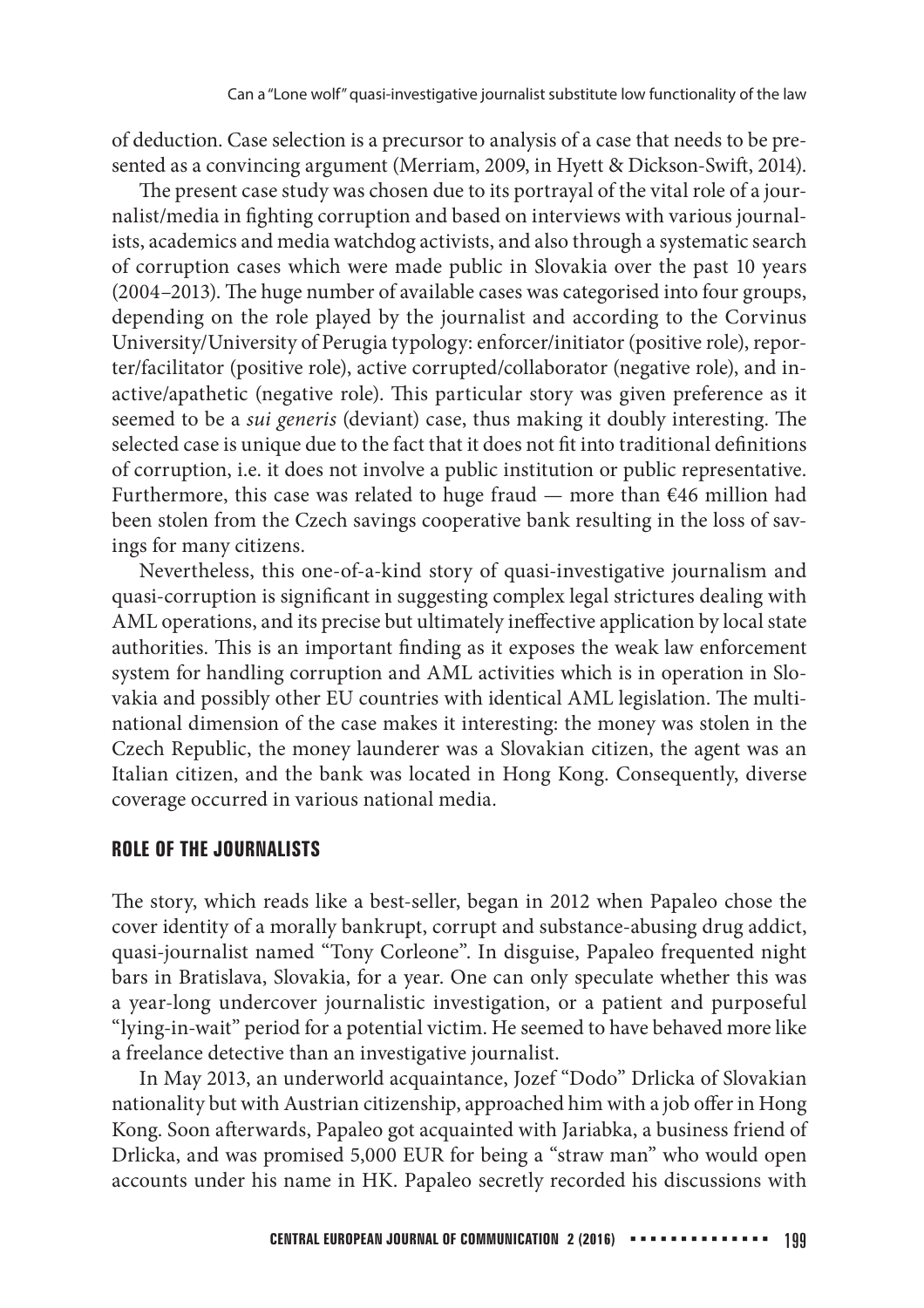of deduction. Case selection is a precursor to analysis of a case that needs to be presented as a convincing argument (Merriam, 2009, in Hyett & Dickson-Swift, 2014).

The present case study was chosen due to its portrayal of the vital role of a journalist/media in fighting corruption and based on interviews with various journalists, academics and media watchdog activists, and also through a systematic search of corruption cases which were made public in Slovakia over the past 10 years (2004–2013). The huge number of available cases was categorised into four groups, depending on the role played by the journalist and according to the Corvinus University/University of Perugia typology: enforcer/initiator (positive role), reporter/facilitator (positive role), active corrupted/collaborator (negative role), and inactive/apathetic (negative role). This particular story was given preference as it seemed to be a *sui generis* (deviant) case, thus making it doubly interesting. The selected case is unique due to the fact that it does not fit into traditional definitions of corruption, i.e. it does not involve a public institution or public representative. Furthermore, this case was related to huge fraud — more than €46 million had been stolen from the Czech savings cooperative bank resulting in the loss of savings for many citizens.

Nevertheless, this one-of-a-kind story of quasi-investigative journalism and quasi-corruption is significant in suggesting complex legal strictures dealing with AML operations, and its precise but ultimately ineffective application by local state authorities. This is an important finding as it exposes the weak law enforcement system for handling corruption and AML activities which is in operation in Slovakia and possibly other EU countries with identical AML legislation. The multinational dimension of the case makes it interesting: the money was stolen in the Czech Republic, the money launderer was a Slovakian citizen, the agent was an Italian citizen, and the bank was located in Hong Kong. Consequently, diverse coverage occurred in various national media.

## ROLE OF THE JOURNALISTS

The story, which reads like a best-seller, began in 2012 when Papaleo chose the cover identity of a morally bankrupt, corrupt and substance-abusing drug addict, quasi-journalist named "Tony Corleone". In disguise, Papaleo frequented night bars in Bratislava, Slovakia, for a year. One can only speculate whether this was a year-long undercover journalistic investigation, or a patient and purposeful "lying-in-wait" period for a potential victim. He seemed to have behaved more like a freelance detective than an investigative journalist.

In May 2013, an underworld acquaintance, Jozef "Dodo" Drlicka of Slovakian nationality but with Austrian citizenship, approached him with a job offer in Hong Kong. Soon afterwards, Papaleo got acquainted with Jariabka, a business friend of Drlicka, and was promised 5,000 EUR for being a "straw man" who would open accounts under his name in HK. Papaleo secretly recorded his discussions with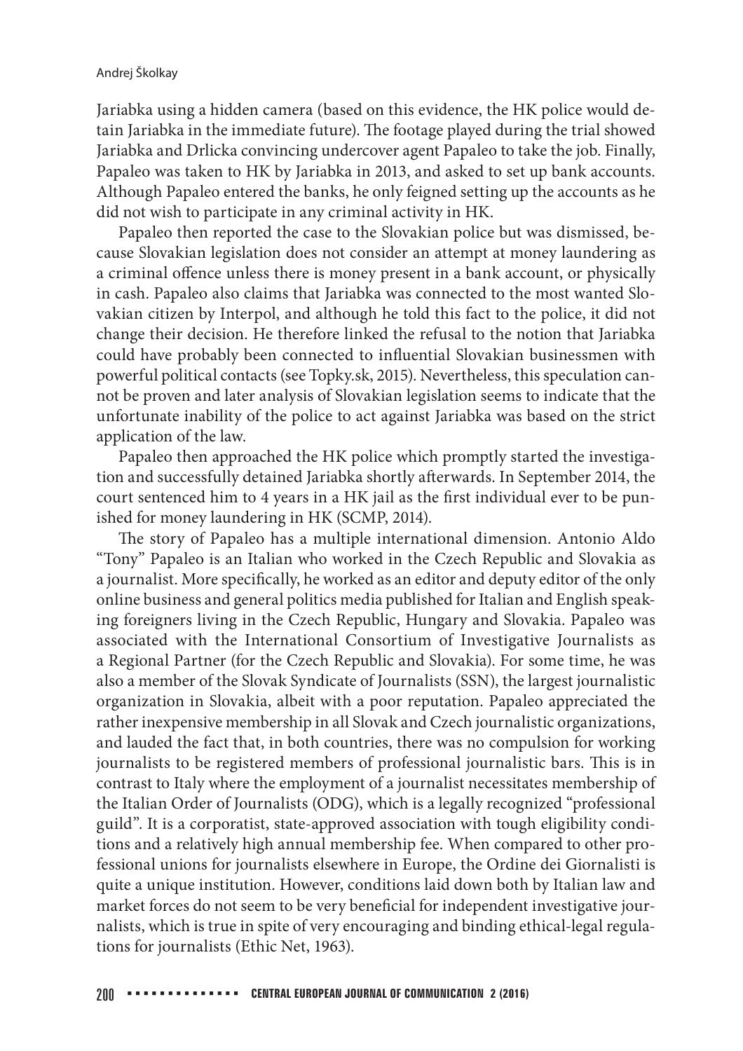Jariabka using a hidden camera (based on this evidence, the HK police would detain Jariabka in the immediate future). The footage played during the trial showed Jariabka and Drlicka convincing undercover agent Papaleo to take the job. Finally, Papaleo was taken to HK by Jariabka in 2013, and asked to set up bank accounts. Although Papaleo entered the banks, he only feigned setting up the accounts as he did not wish to participate in any criminal activity in HK.

Papaleo then reported the case to the Slovakian police but was dismissed, because Slovakian legislation does not consider an attempt at money laundering as a criminal offence unless there is money present in a bank account, or physically in cash. Papaleo also claims that Jariabka was connected to the most wanted Slovakian citizen by Interpol, and although he told this fact to the police, it did not change their decision. He therefore linked the refusal to the notion that Jariabka could have probably been connected to influential Slovakian businessmen with powerful political contacts (see Topky.sk, 2015). Nevertheless, this speculation cannot be proven and later analysis of Slovakian legislation seems to indicate that the unfortunate inability of the police to act against Jariabka was based on the strict application of the law.

Papaleo then approached the HK police which promptly started the investigation and successfully detained Jariabka shortly afterwards. In September 2014, the court sentenced him to 4 years in a HK jail as the first individual ever to be punished for money laundering in HK (SCMP, 2014).

The story of Papaleo has a multiple international dimension. Antonio Aldo "Tony" Papaleo is an Italian who worked in the Czech Republic and Slovakia as a journalist. More specifically, he worked as an editor and deputy editor of the only online business and general politics media published for Italian and English speaking foreigners living in the Czech Republic, Hungary and Slovakia. Papaleo was associated with the International Consortium of Investigative Journalists as a Regional Partner (for the Czech Republic and Slovakia). For some time, he was also a member of the Slovak Syndicate of Journalists (SSN), the largest journalistic organization in Slovakia, albeit with a poor reputation. Papaleo appreciated the rather inexpensive membership in all Slovak and Czech journalistic organizations, and lauded the fact that, in both countries, there was no compulsion for working journalists to be registered members of professional journalistic bars. This is in contrast to Italy where the employment of a journalist necessitates membership of the Italian Order of Journalists (ODG), which is a legally recognized "professional guild". It is a corporatist, state-approved association with tough eligibility conditions and a relatively high annual membership fee. When compared to other professional unions for journalists elsewhere in Europe, the Ordine dei Giornalisti is quite a unique institution. However, conditions laid down both by Italian law and market forces do not seem to be very beneficial for independent investigative journalists, which is true in spite of very encouraging and binding ethical-legal regulations for journalists (Ethic Net, 1963).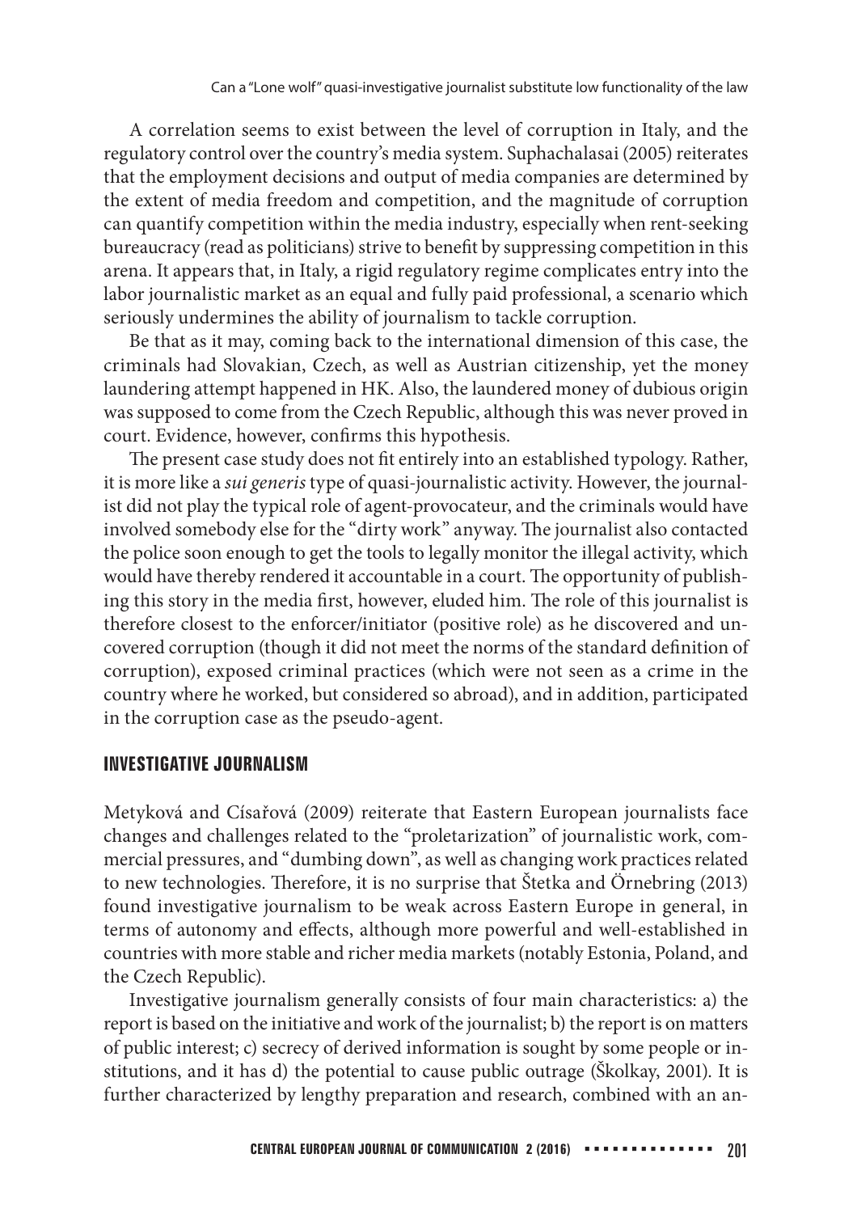A correlation seems to exist between the level of corruption in Italy, and the regulatory control over the country's media system. Suphachalasai (2005) reiterates that the employment decisions and output of media companies are determined by the extent of media freedom and competition, and the magnitude of corruption can quantify competition within the media industry, especially when rent-seeking bureaucracy (read as politicians) strive to benefit by suppressing competition in this arena. It appears that, in Italy, a rigid regulatory regime complicates entry into the labor journalistic market as an equal and fully paid professional, a scenario which seriously undermines the ability of journalism to tackle corruption.

Be that as it may, coming back to the international dimension of this case, the criminals had Slovakian, Czech, as well as Austrian citizenship, yet the money laundering attempt happened in HK. Also, the laundered money of dubious origin was supposed to come from the Czech Republic, although this was never proved in court. Evidence, however, confirms this hypothesis.

The present case study does not fit entirely into an established typology. Rather, it is more like a *sui generis* type of quasi-journalistic activity. However, the journalist did not play the typical role of agent-provocateur, and the criminals would have involved somebody else for the "dirty work" anyway. The journalist also contacted the police soon enough to get the tools to legally monitor the illegal activity, which would have thereby rendered it accountable in a court. The opportunity of publishing this story in the media first, however, eluded him. The role of this journalist is therefore closest to the enforcer/initiator (positive role) as he discovered and uncovered corruption (though it did not meet the norms of the standard definition of corruption), exposed criminal practices (which were not seen as a crime in the country where he worked, but considered so abroad), and in addition, participated in the corruption case as the pseudo-agent.

## INVESTIGATIVE JOURNALISM

Metyková and Císařová (2009) reiterate that Eastern European journalists face changes and challenges related to the "proletarization" of journalistic work, commercial pressures, and "dumbing down", as well as changing work practices related to new technologies. Therefore, it is no surprise that Štetka and Örnebring (2013) found investigative journalism to be weak across Eastern Europe in general, in terms of autonomy and effects, although more powerful and well-established in countries with more stable and richer media markets (notably Estonia, Poland, and the Czech Republic).

Investigative journalism generally consists of four main characteristics: a) the report is based on the initiative and work of the journalist; b) the report is on matters of public interest; c) secrecy of derived information is sought by some people or institutions, and it has d) the potential to cause public outrage (Školkay, 2001). It is further characterized by lengthy preparation and research, combined with an an-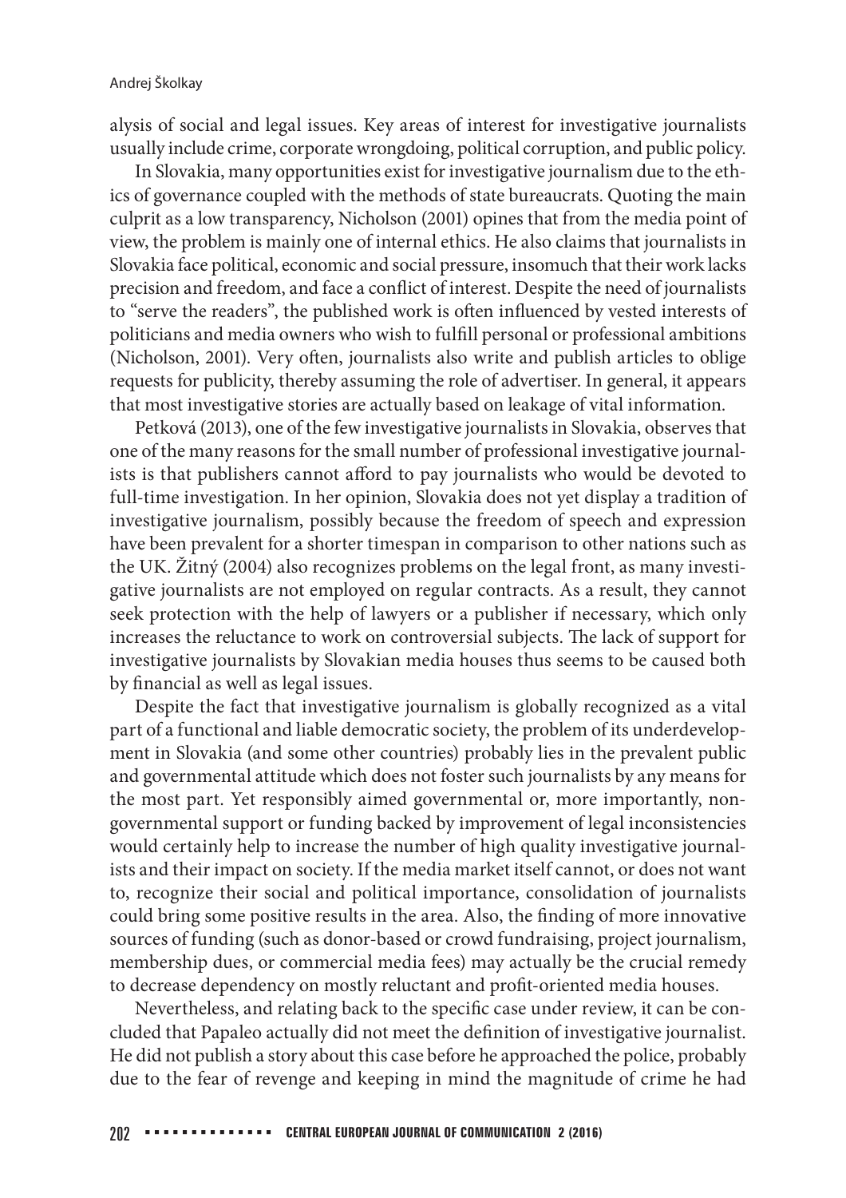alysis of social and legal issues. Key areas of interest for investigative journalists usually include crime, corporate wrongdoing, political corruption, and public policy.

In Slovakia, many opportunities exist for investigative journalism due to the ethics of governance coupled with the methods of state bureaucrats. Quoting the main culprit as a low transparency, Nicholson (2001) opines that from the media point of view, the problem is mainly one of internal ethics. He also claims that journalists in Slovakia face political, economic and social pressure, insomuch that their work lacks precision and freedom, and face a conflict of interest. Despite the need of journalists to "serve the readers", the published work is often influenced by vested interests of politicians and media owners who wish to fulfill personal or professional ambitions (Nicholson, 2001). Very often, journalists also write and publish articles to oblige requests for publicity, thereby assuming the role of advertiser. In general, it appears that most investigative stories are actually based on leakage of vital information.

Petková (2013), one of the few investigative journalists in Slovakia, observes that one of the many reasons for the small number of professional investigative journalists is that publishers cannot afford to pay journalists who would be devoted to full-time investigation. In her opinion, Slovakia does not yet display a tradition of investigative journalism, possibly because the freedom of speech and expression have been prevalent for a shorter timespan in comparison to other nations such as the UK. Žitný (2004) also recognizes problems on the legal front, as many investigative journalists are not employed on regular contracts. As a result, they cannot seek protection with the help of lawyers or a publisher if necessary, which only increases the reluctance to work on controversial subjects. The lack of support for investigative journalists by Slovakian media houses thus seems to be caused both by financial as well as legal issues.

Despite the fact that investigative journalism is globally recognized as a vital part of a functional and liable democratic society, the problem of its underdevelopment in Slovakia (and some other countries) probably lies in the prevalent public and governmental attitude which does not foster such journalists by any means for the most part. Yet responsibly aimed governmental or, more importantly, non-governmental support or funding backed by improvement of legal inconsistencies would certainly help to increase the number of high quality investigative journalists and their impact on society. If the media market itself cannot, or does not want to, recognize their social and political importance, consolidation of journalists could bring some positive results in the area. Also, the finding of more innovative sources of funding (such as donor-based or crowd fundraising, project journalism, membership dues, or commercial media fees) may actually be the crucial remedy to decrease dependency on mostly reluctant and profit-oriented media houses.

Nevertheless, and relating back to the specific case under review, it can be concluded that Papaleo actually did not meet the definition of investigative journalist. He did not publish a story about this case before he approached the police, probably due to the fear of revenge and keeping in mind the magnitude of crime he had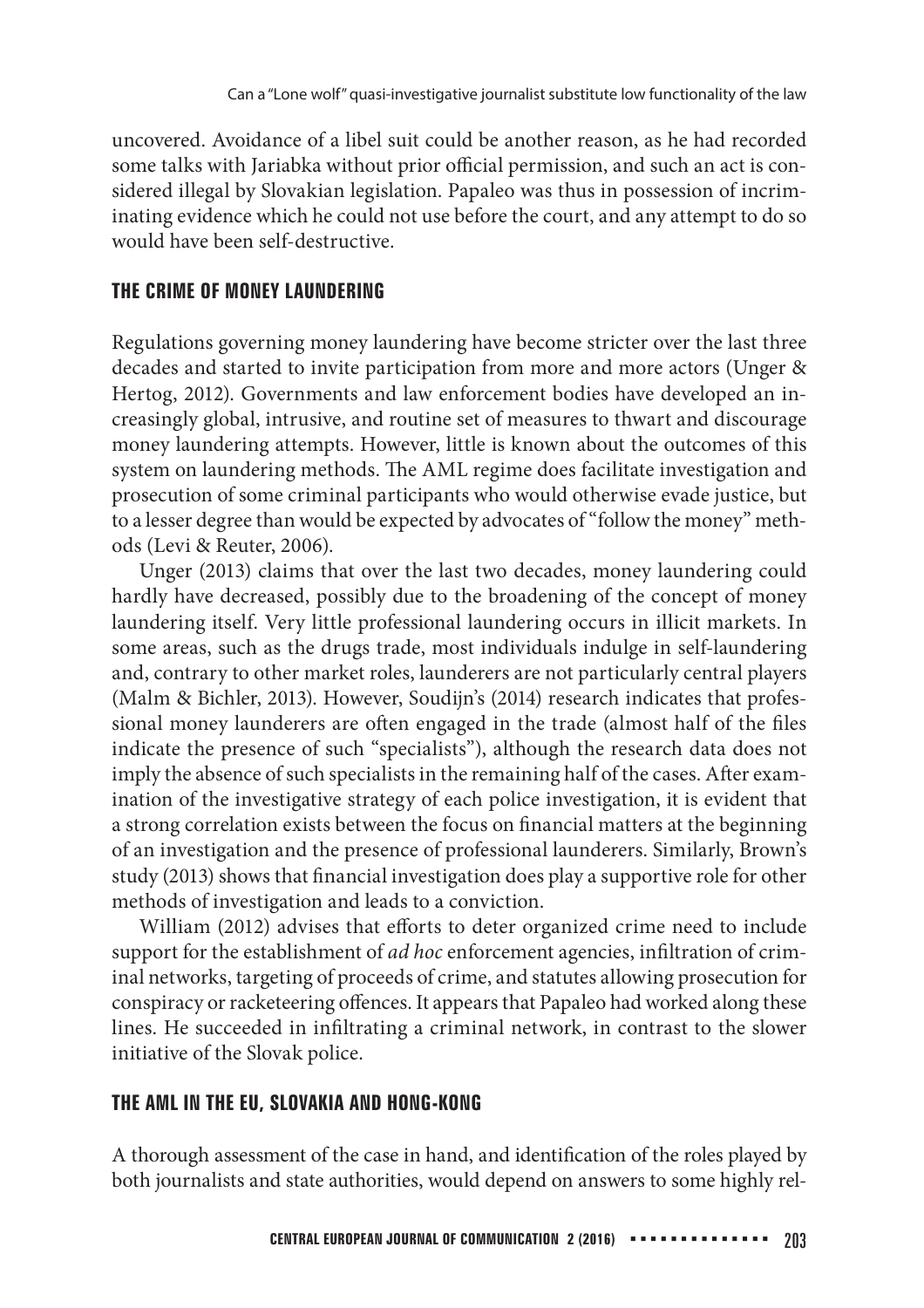uncovered. Avoidance of a libel suit could be another reason, as he had recorded some talks with Jariabka without prior official permission, and such an act is considered illegal by Slovakian legislation. Papaleo was thus in possession of incriminating evidence which he could not use before the court, and any attempt to do so would have been self-destructive.

## THE CRIME OF MONEY LAUNDERING

Regulations governing money laundering have become stricter over the last three decades and started to invite participation from more and more actors (Unger & Hertog, 2012). Governments and law enforcement bodies have developed an increasingly global, intrusive, and routine set of measures to thwart and discourage money laundering attempts. However, little is known about the outcomes of this system on laundering methods. The AML regime does facilitate investigation and prosecution of some criminal participants who would otherwise evade justice, but to a lesser degree than would be expected by advocates of "follow the money" methods (Levi & Reuter, 2006).

Unger (2013) claims that over the last two decades, money laundering could hardly have decreased, possibly due to the broadening of the concept of money laundering itself. Very little professional laundering occurs in illicit markets. In some areas, such as the drugs trade, most individuals indulge in self-laundering and, contrary to other market roles, launderers are not particularly central players (Malm & Bichler, 2013). However, Soudijn's (2014) research indicates that professional money launderers are often engaged in the trade (almost half of the files indicate the presence of such "specialists"), although the research data does not imply the absence of such specialists in the remaining half of the cases. After examination of the investigative strategy of each police investigation, it is evident that a strong correlation exists between the focus on financial matters at the beginning of an investigation and the presence of professional launderers. Similarly, Brown's study (2013) shows that financial investigation does play a supportive role for other methods of investigation and leads to a conviction.

William (2012) advises that efforts to deter organized crime need to include support for the establishment of *ad hoc* enforcement agencies, infiltration of criminal networks, targeting of proceeds of crime, and statutes allowing prosecution for conspiracy or racketeering offences. It appears that Papaleo had worked along these lines. He succeeded in infiltrating a criminal network, in contrast to the slower initiative of the Slovak police.

## THE AML IN THE EU, SLOVAKIA AND HONG-KONG

A thorough assessment of the case in hand, and identification of the roles played by both journalists and state authorities, would depend on answers to some highly rel-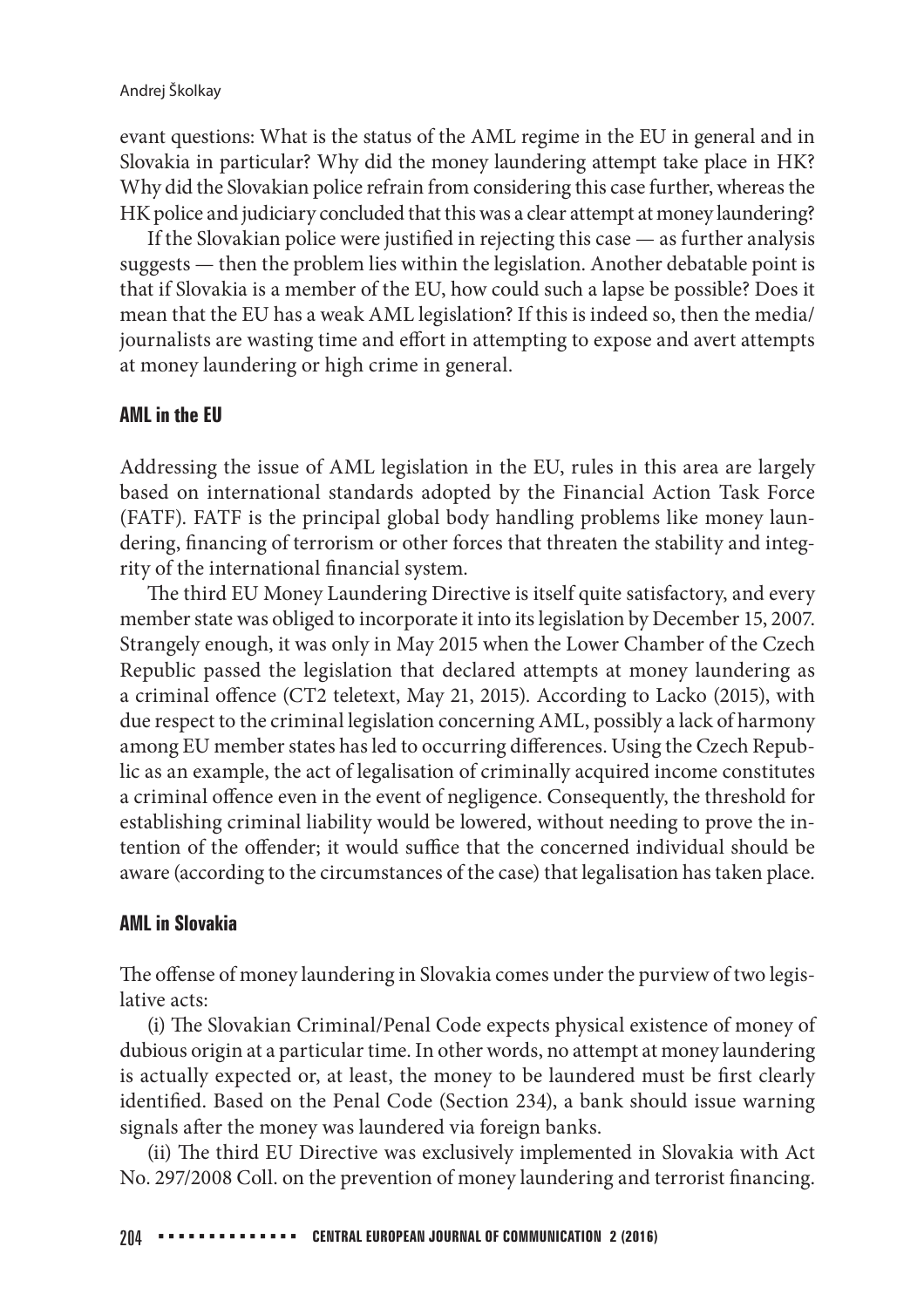evant questions: What is the status of the AML regime in the EU in general and in Slovakia in particular? Why did the money laundering attempt take place in HK? Why did the Slovakian police refrain from considering this case further, whereas the HK police and judiciary concluded that this was a clear attempt at money laundering?

If the Slovakian police were justified in rejecting this case — as further analysis suggests — then the problem lies within the legislation. Another debatable point is that if Slovakia is a member of the EU, how could such a lapse be possible? Does it mean that the EU has a weak AML legislation? If this is indeed so, then the media/journalists are wasting time and effort in attempting to expose and avert attempts at money laundering or high crime in general.

## AML in the EU

Addressing the issue of AML legislation in the EU, rules in this area are largely based on international standards adopted by the Financial Action Task Force (FATF). FATF is the principal global body handling problems like money laundering, financing of terrorism or other forces that threaten the stability and integrity of the international financial system.

The third EU Money Laundering Directive is itself quite satisfactory, and every member state was obliged to incorporate it into its legislation by December 15, 2007. Strangely enough, it was only in May 2015 when the Lower Chamber of the Czech Republic passed the legislation that declared attempts at money laundering as a criminal offence (CT2 teletext, May 21, 2015). According to Lacko (2015), with due respect to the criminal legislation concerning AML, possibly a lack of harmony among EU member states has led to occurring differences. Using the Czech Republic as an example, the act of legalisation of criminally acquired income constitutes a criminal offence even in the event of negligence. Consequently, the threshold for establishing criminal liability would be lowered, without needing to prove the intention of the offender; it would suffice that the concerned individual should be aware (according to the circumstances of the case) that legalisation has taken place.

## AML in Slovakia

The offense of money laundering in Slovakia comes under the purview of two legislative acts:

(i) The Slovakian Criminal/Penal Code expects physical existence of money of dubious origin at a particular time. In other words, no attempt at money laundering is actually expected or, at least, the money to be laundered must be first clearly identified. Based on the Penal Code (Section 234), a bank should issue warning signals after the money was laundered via foreign banks.

(ii) The third EU Directive was exclusively implemented in Slovakia with Act No. 297/2008 Coll. on the prevention of money laundering and terrorist financing.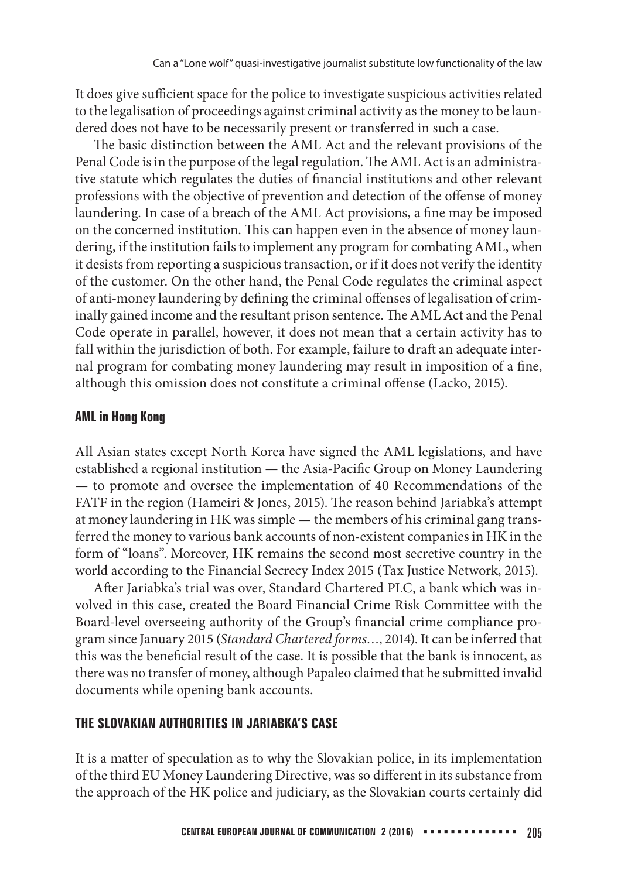It does give sufficient space for the police to investigate suspicious activities related to the legalisation of proceedings against criminal activity as the money to be laundered does not have to be necessarily present or transferred in such a case.

The basic distinction between the AML Act and the relevant provisions of the Penal Code is in the purpose of the legal regulation. The AML Act is an administrative statute which regulates the duties of financial institutions and other relevant professions with the objective of prevention and detection of the offense of money laundering. In case of a breach of the AML Act provisions, a fine may be imposed on the concerned institution. This can happen even in the absence of money laundering, if the institution fails to implement any program for combating AML, when it desists from reporting a suspicious transaction, or if it does not verify the identity of the customer. On the other hand, the Penal Code regulates the criminal aspect of anti-money laundering by defining the criminal offenses of legalisation of criminally gained income and the resultant prison sentence. The AML Act and the Penal Code operate in parallel, however, it does not mean that a certain activity has to fall within the jurisdiction of both. For example, failure to draft an adequate internal program for combating money laundering may result in imposition of a fine, although this omission does not constitute a criminal offense (Lacko, 2015).

### AML in Hong Kong

All Asian states except North Korea have signed the AML legislations, and have established a regional institution — the Asia-Pacific Group on Money Laundering — to promote and oversee the implementation of 40 Recommendations of the FATF in the region (Hameiri & Jones, 2015). The reason behind Jariabka's attempt at money laundering in HK was simple — the members of his criminal gang transferred the money to various bank accounts of non-existent companies in HK in the form of "loans". Moreover, HK remains the second most secretive country in the world according to the Financial Secrecy Index 2015 (Tax Justice Network, 2015).

After Jariabka's trial was over, Standard Chartered PLC, a bank which was involved in this case, created the Board Financial Crime Risk Committee with the Board-level overseeing authority of the Group's financial crime compliance program since January 2015 (*Standard Chartered forms…*, 2014). It can be inferred that this was the beneficial result of the case. It is possible that the bank is innocent, as there was no transfer of money, although Papaleo claimed that he submitted invalid documents while opening bank accounts.

## THE SLOVAKIAN AUTHORITIES IN JARIABKA'S CASE

It is a matter of speculation as to why the Slovakian police, in its implementation of the third EU Money Laundering Directive, was so different in its substance from the approach of the HK police and judiciary, as the Slovakian courts certainly did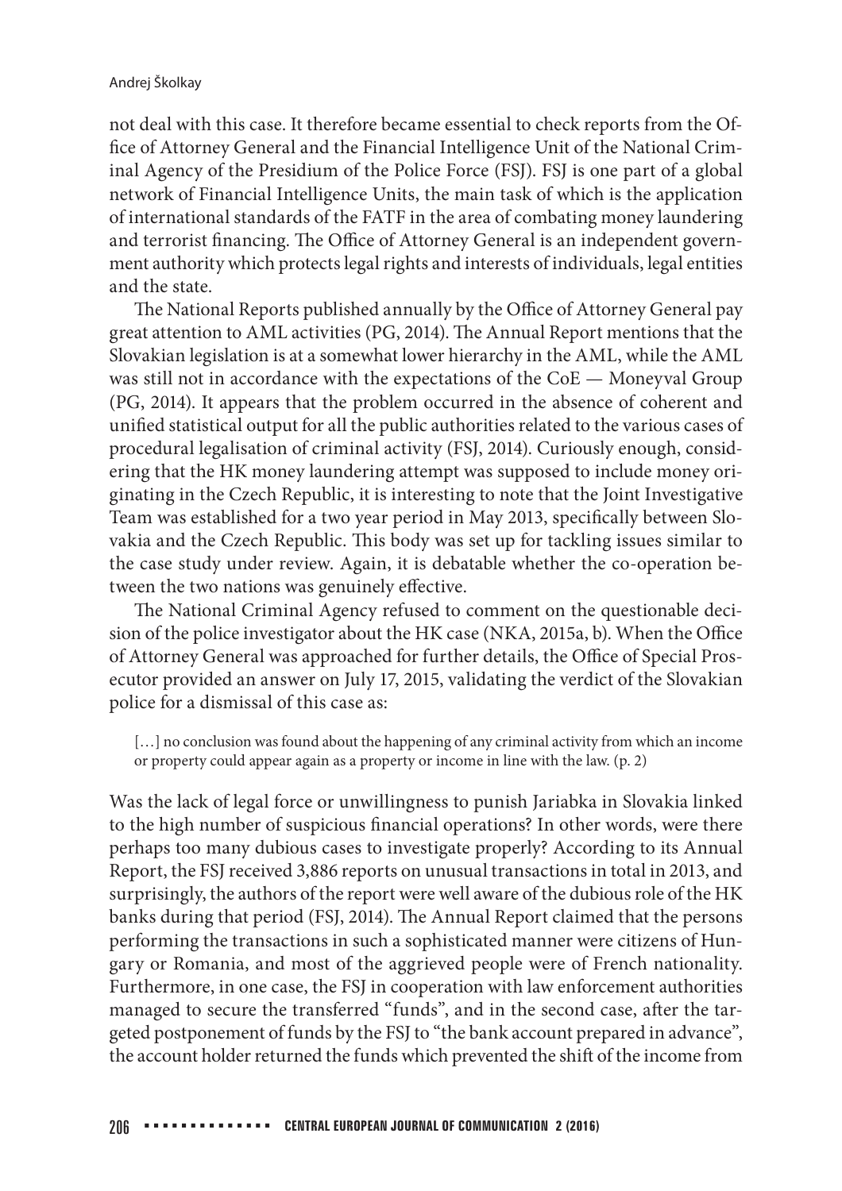not deal with this case. It therefore became essential to check reports from the Office of Attorney General and the Financial Intelligence Unit of the National Criminal Agency of the Presidium of the Police Force (FSJ). FSJ is one part of a global network of Financial Intelligence Units, the main task of which is the application of international standards of the FATF in the area of combating money laundering and terrorist financing. The Office of Attorney General is an independent government authority which protects legal rights and interests of individuals, legal entities and the state.

The National Reports published annually by the Office of Attorney General pay great attention to AML activities (PG, 2014). The Annual Report mentions that the Slovakian legislation is at a somewhat lower hierarchy in the AML, while the AML was still not in accordance with the expectations of the CoE — Moneyval Group (PG, 2014). It appears that the problem occurred in the absence of coherent and unified statistical output for all the public authorities related to the various cases of procedural legalisation of criminal activity (FSJ, 2014). Curiously enough, considering that the HK money laundering attempt was supposed to include money originating in the Czech Republic, it is interesting to note that the Joint Investigative Team was established for a two year period in May 2013, specifically between Slovakia and the Czech Republic. This body was set up for tackling issues similar to the case study under review. Again, it is debatable whether the co-operation between the two nations was genuinely effective.

The National Criminal Agency refused to comment on the questionable decision of the police investigator about the HK case (NKA, 2015a, b). When the Office of Attorney General was approached for further details, the Office of Special Prosecutor provided an answer on July 17, 2015, validating the verdict of the Slovakian police for a dismissal of this case as:

> […] no conclusion was found about the happening of any criminal activity from which an income or property could appear again as a property or income in line with the law. (p. 2)

Was the lack of legal force or unwillingness to punish Jariabka in Slovakia linked to the high number of suspicious financial operations? In other words, were there perhaps too many dubious cases to investigate properly? According to its Annual Report, the FSJ received 3,886 reports on unusual transactions in total in 2013, and surprisingly, the authors of the report were well aware of the dubious role of the HK banks during that period (FSJ, 2014). The Annual Report claimed that the persons performing the transactions in such a sophisticated manner were citizens of Hungary or Romania, and most of the aggrieved people were of French nationality. Furthermore, in one case, the FSJ in cooperation with law enforcement authorities managed to secure the transferred "funds", and in the second case, after the targeted postponement of funds by the FSJ to "the bank account prepared in advance", the account holder returned the funds which prevented the shift of the income from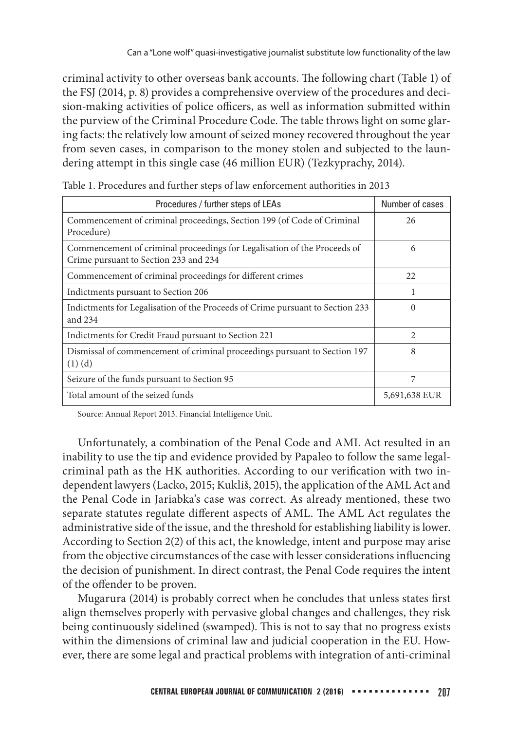criminal activity to other overseas bank accounts. The following chart (Table 1) of the FSJ (2014, p. 8) provides a comprehensive overview of the procedures and decision-making activities of police officers, as well as information submitted within the purview of the Criminal Procedure Code. The table throws light on some glaring facts: the relatively low amount of seized money recovered throughout the year from seven cases, in comparison to the money stolen and subjected to the laundering attempt in this single case (46 million EUR) (Tezkyprachy, 2014).

Table 1. Procedures and further steps of law enforcement authorities in 2013

| Procedures / further steps of LEAs | Number of cases |
|---|---|
| Commencement of criminal proceedings, Section 199 (of Code of Criminal Procedure) | 26 |
| Commencement of criminal proceedings for Legalisation of the Proceeds of Crime pursuant to Section 233 and 234 | 6 |
| Commencement of criminal proceedings for different crimes | 22 |
| Indictments pursuant to Section 206 | 1 |
| Indictments for Legalisation of the Proceeds of Crime pursuant to Section 233 and 234 | 0 |
| Indictments for Credit Fraud pursuant to Section 221 | 2 |
| Dismissal of commencement of criminal proceedings pursuant to Section 197 (1) (d) | 8 |
| Seizure of the funds pursuant to Section 95 | 7 |
| Total amount of the seized funds | 5,691,638 EUR |

Source: Annual Report 2013. Financial Intelligence Unit.

Unfortunately, a combination of the Penal Code and AML Act resulted in an inability to use the tip and evidence provided by Papaleo to follow the same legal-criminal path as the HK authorities. According to our verification with two independent lawyers (Lacko, 2015; Kukliš, 2015), the application of the AML Act and the Penal Code in Jariabka's case was correct. As already mentioned, these two separate statutes regulate different aspects of AML. The AML Act regulates the administrative side of the issue, and the threshold for establishing liability is lower. According to Section 2(2) of this act, the knowledge, intent and purpose may arise from the objective circumstances of the case with lesser considerations influencing the decision of punishment. In direct contrast, the Penal Code requires the intent of the offender to be proven.

Mugarura (2014) is probably correct when he concludes that unless states first align themselves properly with pervasive global changes and challenges, they risk being continuously sidelined (swamped). This is not to say that no progress exists within the dimensions of criminal law and judicial cooperation in the EU. However, there are some legal and practical problems with integration of anti-criminal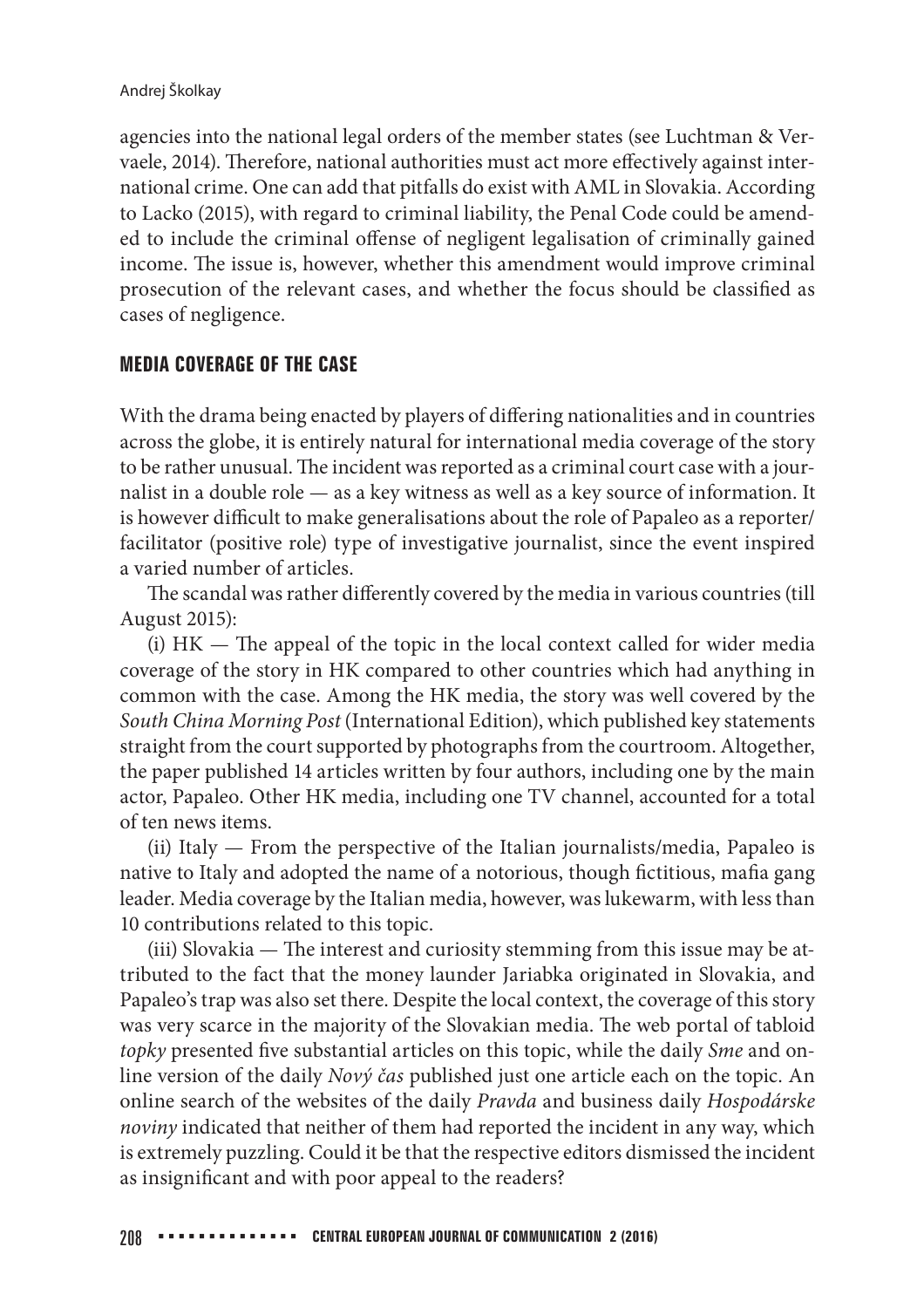agencies into the national legal orders of the member states (see Luchtman & Vervaele, 2014). Therefore, national authorities must act more effectively against international crime. One can add that pitfalls do exist with AML in Slovakia. According to Lacko (2015), with regard to criminal liability, the Penal Code could be amended to include the criminal offense of negligent legalisation of criminally gained income. The issue is, however, whether this amendment would improve criminal prosecution of the relevant cases, and whether the focus should be classified as cases of negligence.

## MEDIA COVERAGE OF THE CASE

With the drama being enacted by players of differing nationalities and in countries across the globe, it is entirely natural for international media coverage of the story to be rather unusual. The incident was reported as a criminal court case with a journalist in a double role — as a key witness as well as a key source of information. It is however difficult to make generalisations about the role of Papaleo as a reporter/facilitator (positive role) type of investigative journalist, since the event inspired a varied number of articles.

The scandal was rather differently covered by the media in various countries (till August 2015):

(i) HK — The appeal of the topic in the local context called for wider media coverage of the story in HK compared to other countries which had anything in common with the case. Among the HK media, the story was well covered by the *South China Morning Post* (International Edition), which published key statements straight from the court supported by photographs from the courtroom. Altogether, the paper published 14 articles written by four authors, including one by the main actor, Papaleo. Other HK media, including one TV channel, accounted for a total of ten news items.

(ii) Italy — From the perspective of the Italian journalists/media, Papaleo is native to Italy and adopted the name of a notorious, though fictitious, mafia gang leader. Media coverage by the Italian media, however, was lukewarm, with less than 10 contributions related to this topic.

(iii) Slovakia — The interest and curiosity stemming from this issue may be attributed to the fact that the money launder Jariabka originated in Slovakia, and Papaleo's trap was also set there. Despite the local context, the coverage of this story was very scarce in the majority of the Slovakian media. The web portal of tabloid *topky* presented five substantial articles on this topic, while the daily *Sme* and online version of the daily *Nový čas* published just one article each on the topic. An online search of the websites of the daily *Pravda* and business daily *Hospodárske noviny* indicated that neither of them had reported the incident in any way, which is extremely puzzling. Could it be that the respective editors dismissed the incident as insignificant and with poor appeal to the readers?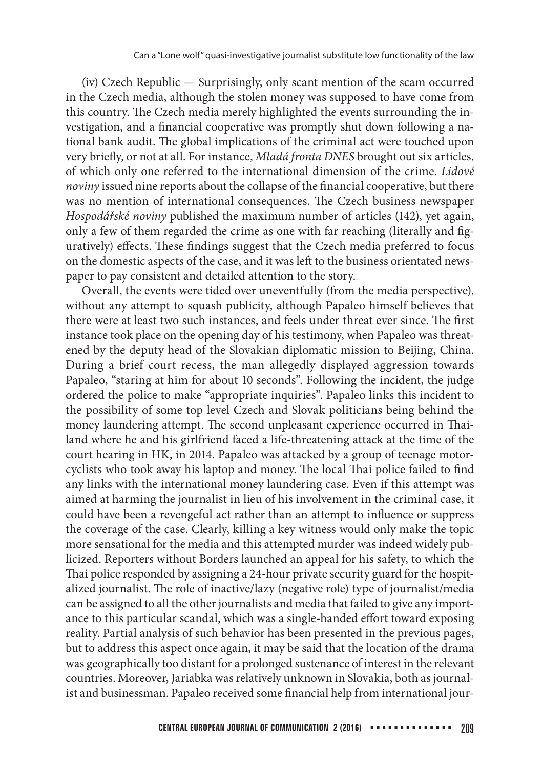(iv) Czech Republic — Surprisingly, only scant mention of the scam occurred in the Czech media, although the stolen money was supposed to have come from this country. The Czech media merely highlighted the events surrounding the investigation, and a financial cooperative was promptly shut down following a national bank audit. The global implications of the criminal act were touched upon very briefly, or not at all. For instance, *Mladá fronta DNES* brought out six articles, of which only one referred to the international dimension of the crime. *Lidové noviny* issued nine reports about the collapse of the financial cooperative, but there was no mention of international consequences. The Czech business newspaper *Hospodářské noviny* published the maximum number of articles (142), yet again, only a few of them regarded the crime as one with far reaching (literally and figuratively) effects. These findings suggest that the Czech media preferred to focus on the domestic aspects of the case, and it was left to the business orientated newspaper to pay consistent and detailed attention to the story.

Overall, the events were tided over uneventfully (from the media perspective), without any attempt to squash publicity, although Papaleo himself believes that there were at least two such instances, and feels under threat ever since. The first instance took place on the opening day of his testimony, when Papaleo was threatened by the deputy head of the Slovakian diplomatic mission to Beijing, China. During a brief court recess, the man allegedly displayed aggression towards Papaleo, "staring at him for about 10 seconds". Following the incident, the judge ordered the police to make "appropriate inquiries". Papaleo links this incident to the possibility of some top level Czech and Slovak politicians being behind the money laundering attempt. The second unpleasant experience occurred in Thailand where he and his girlfriend faced a life-threatening attack at the time of the court hearing in HK, in 2014. Papaleo was attacked by a group of teenage motorcyclists who took away his laptop and money. The local Thai police failed to find any links with the international money laundering case. Even if this attempt was aimed at harming the journalist in lieu of his involvement in the criminal case, it could have been a revengeful act rather than an attempt to influence or suppress the coverage of the case. Clearly, killing a key witness would only make the topic more sensational for the media and this attempted murder was indeed widely publicized. Reporters without Borders launched an appeal for his safety, to which the Thai police responded by assigning a 24-hour private security guard for the hospitalized journalist. The role of inactive/lazy (negative role) type of journalist/media can be assigned to all the other journalists and media that failed to give any importance to this particular scandal, which was a single-handed effort toward exposing reality. Partial analysis of such behavior has been presented in the previous pages, but to address this aspect once again, it may be said that the location of the drama was geographically too distant for a prolonged sustenance of interest in the relevant countries. Moreover, Jariabka was relatively unknown in Slovakia, both as journalist and businessman. Papaleo received some financial help from international jour-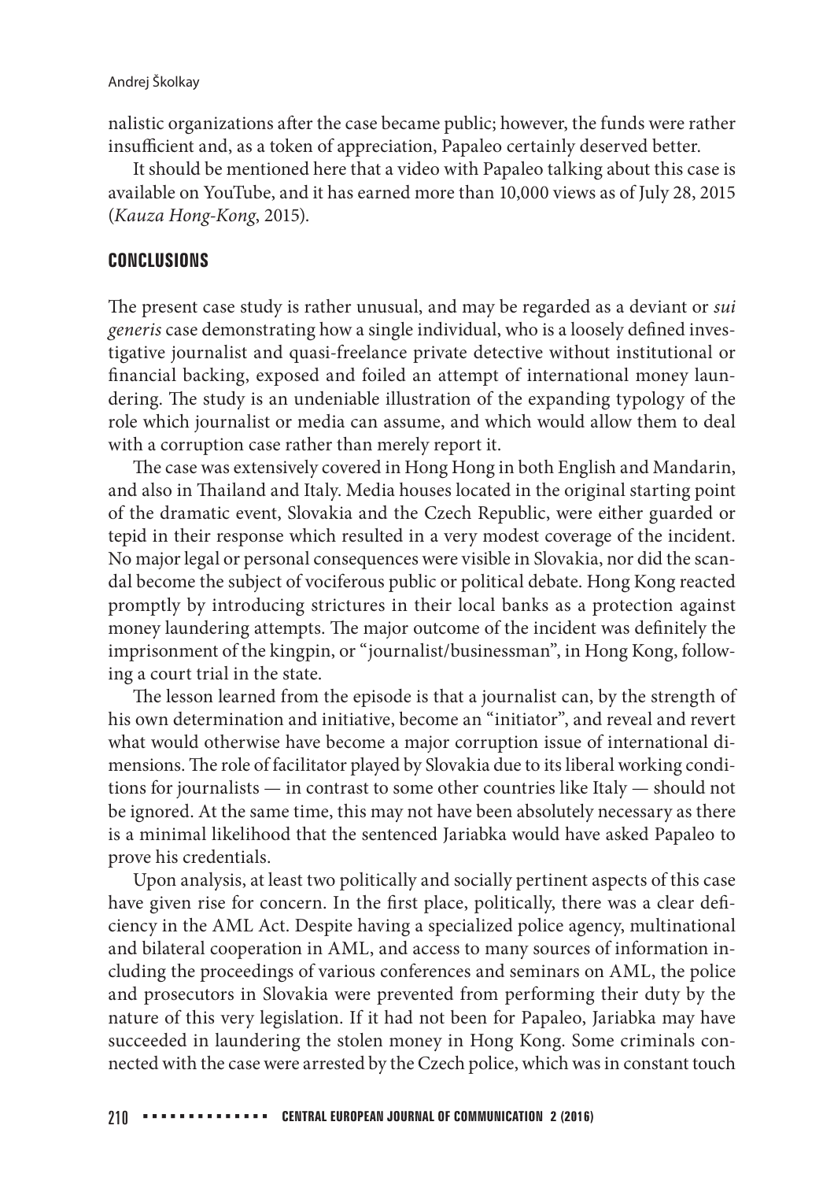nalistic organizations after the case became public; however, the funds were rather insufficient and, as a token of appreciation, Papaleo certainly deserved better.

It should be mentioned here that a video with Papaleo talking about this case is available on YouTube, and it has earned more than 10,000 views as of July 28, 2015 (*Kauza Hong-Kong*, 2015).

## CONCLUSIONS

The present case study is rather unusual, and may be regarded as a deviant or *sui generis* case demonstrating how a single individual, who is a loosely defined investigative journalist and quasi-freelance private detective without institutional or financial backing, exposed and foiled an attempt of international money laundering. The study is an undeniable illustration of the expanding typology of the role which journalist or media can assume, and which would allow them to deal with a corruption case rather than merely report it.

The case was extensively covered in Hong Hong in both English and Mandarin, and also in Thailand and Italy. Media houses located in the original starting point of the dramatic event, Slovakia and the Czech Republic, were either guarded or tepid in their response which resulted in a very modest coverage of the incident. No major legal or personal consequences were visible in Slovakia, nor did the scandal become the subject of vociferous public or political debate. Hong Kong reacted promptly by introducing strictures in their local banks as a protection against money laundering attempts. The major outcome of the incident was definitely the imprisonment of the kingpin, or "journalist/businessman", in Hong Kong, following a court trial in the state.

The lesson learned from the episode is that a journalist can, by the strength of his own determination and initiative, become an "initiator", and reveal and revert what would otherwise have become a major corruption issue of international dimensions. The role of facilitator played by Slovakia due to its liberal working conditions for journalists — in contrast to some other countries like Italy — should not be ignored. At the same time, this may not have been absolutely necessary as there is a minimal likelihood that the sentenced Jariabka would have asked Papaleo to prove his credentials.

Upon analysis, at least two politically and socially pertinent aspects of this case have given rise for concern. In the first place, politically, there was a clear deficiency in the AML Act. Despite having a specialized police agency, multinational and bilateral cooperation in AML, and access to many sources of information including the proceedings of various conferences and seminars on AML, the police and prosecutors in Slovakia were prevented from performing their duty by the nature of this very legislation. If it had not been for Papaleo, Jariabka may have succeeded in laundering the stolen money in Hong Kong. Some criminals connected with the case were arrested by the Czech police, which was in constant touch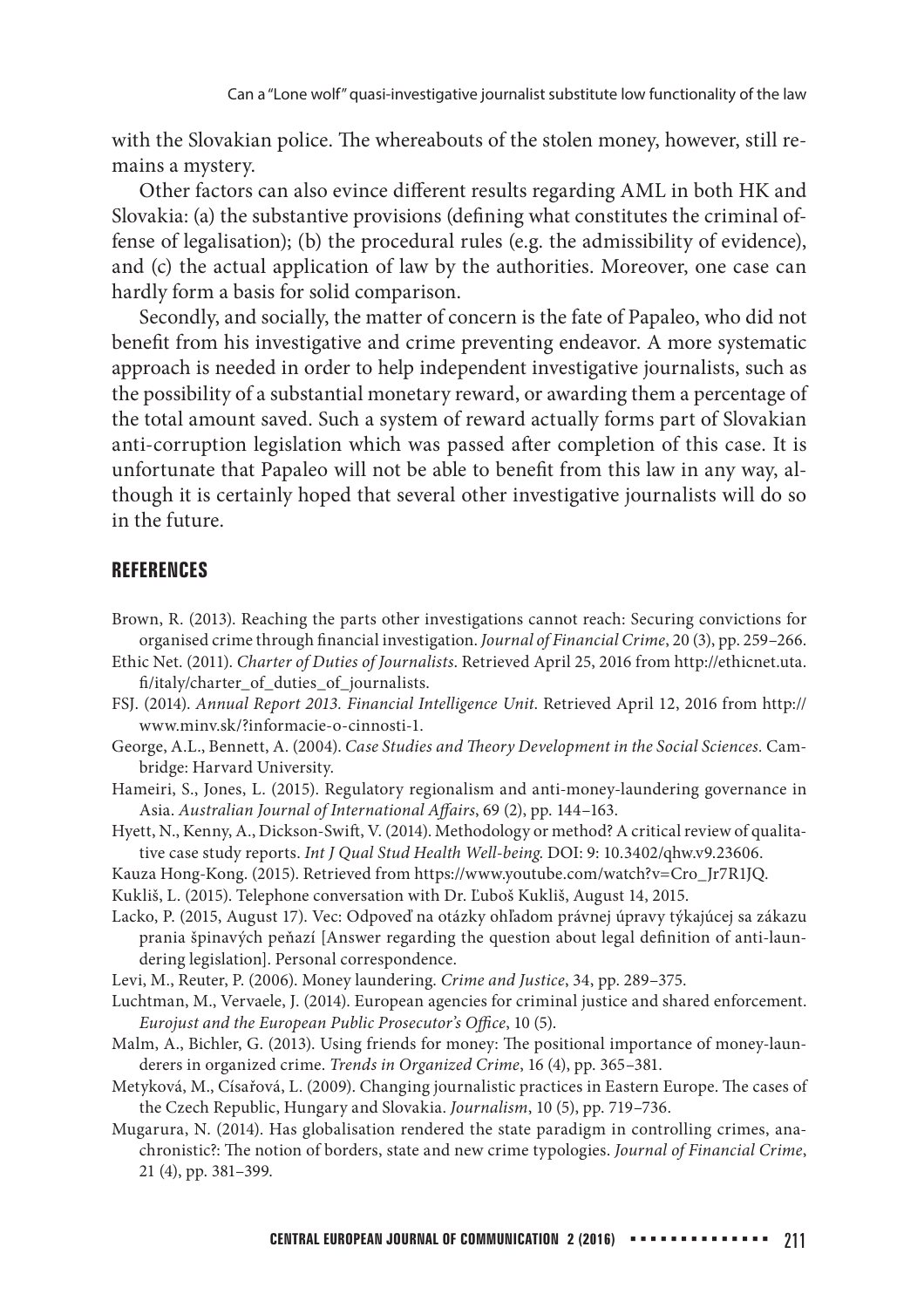with the Slovakian police. The whereabouts of the stolen money, however, still remains a mystery.

Other factors can also evince different results regarding AML in both HK and Slovakia: (a) the substantive provisions (defining what constitutes the criminal offense of legalisation); (b) the procedural rules (e.g. the admissibility of evidence), and (c) the actual application of law by the authorities. Moreover, one case can hardly form a basis for solid comparison.

Secondly, and socially, the matter of concern is the fate of Papaleo, who did not benefit from his investigative and crime preventing endeavor. A more systematic approach is needed in order to help independent investigative journalists, such as the possibility of a substantial monetary reward, or awarding them a percentage of the total amount saved. Such a system of reward actually forms part of Slovakian anti-corruption legislation which was passed after completion of this case. It is unfortunate that Papaleo will not be able to benefit from this law in any way, although it is certainly hoped that several other investigative journalists will do so in the future.

## REFERENCES

Brown, R. (2013). Reaching the parts other investigations cannot reach: Securing convictions for organised crime through financial investigation. *Journal of Financial Crime*, 20 (3), pp. 259–266.

Ethic Net. (2011). *Charter of Duties of Journalists*. Retrieved April 25, 2016 from http://ethicnet.uta.fi/italy/charter_of_duties_of_journalists.

FSJ. (2014). *Annual Report 2013. Financial Intelligence Unit*. Retrieved April 12, 2016 from http://www.minv.sk/?informacie-o-cinnosti-1.

George, A.L., Bennett, A. (2004). *Case Studies and Theory Development in the Social Sciences*. Cambridge: Harvard University.

Hameiri, S., Jones, L. (2015). Regulatory regionalism and anti-money-laundering governance in Asia. *Australian Journal of International Affairs*, 69 (2), pp. 144–163.

Hyett, N., Kenny, A., Dickson-Swift, V. (2014). Methodology or method? A critical review of qualitative case study reports. *Int J Qual Stud Health Well-being*. DOI: 9: 10.3402/qhw.v9.23606.

Kauza Hong-Kong. (2015). Retrieved from https://www.youtube.com/watch?v=Cro_Jr7R1JQ.

Kukliš, L. (2015). Telephone conversation with Dr. Ľuboš Kukliš, August 14, 2015.

Lacko, P. (2015, August 17). Vec: Odpoveď na otázky ohľadom právnej úpravy týkajúcej sa zákazu prania špinavých peňazí [Answer regarding the question about legal definition of anti-laundering legislation]. Personal correspondence.

Levi, M., Reuter, P. (2006). Money laundering. *Crime and Justice*, 34, pp. 289–375.

Luchtman, M., Vervaele, J. (2014). European agencies for criminal justice and shared enforcement. *Eurojust and the European Public Prosecutor's Office*, 10 (5).

Malm, A., Bichler, G. (2013). Using friends for money: The positional importance of money-launderers in organized crime. *Trends in Organized Crime*, 16 (4), pp. 365–381.

Metyková, M., Císařová, L. (2009). Changing journalistic practices in Eastern Europe. The cases of the Czech Republic, Hungary and Slovakia. *Journalism*, 10 (5), pp. 719–736.

Mugarura, N. (2014). Has globalisation rendered the state paradigm in controlling crimes, anachronistic?: The notion of borders, state and new crime typologies. *Journal of Financial Crime*, 21 (4), pp. 381–399.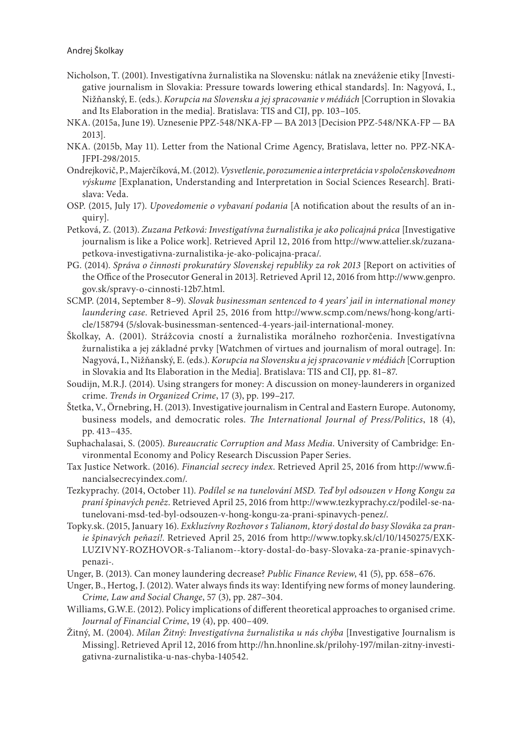Nicholson, T. (2001). Investigatívna žurnalistika na Slovensku: nátlak na zneváženie etiky [Investigative journalism in Slovakia: Pressure towards lowering ethical standards]. In: Nagyová, I., Nižňanský, E. (eds.). *Korupcia na Slovensku a jej spracovanie v médiách* [Corruption in Slovakia and Its Elaboration in the media]. Bratislava: TIS and CIJ, pp. 103–105.

NKA. (2015a, June 19). Uznesenie PPZ-548/NKA-FP — BA 2013 [Decision PPZ-548/NKA-FP — BA 2013].

NKA. (2015b, May 11). Letter from the National Crime Agency, Bratislava, letter no. PPZ-NKA-JFPI-298/2015.

Ondrejkovič, P., Majerčíková, M. (2012). *Vysvetlenie, porozumenie a interpretácia v spoločenskovednom výskume* [Explanation, Understanding and Interpretation in Social Sciences Research]. Bratislava: Veda.

OSP. (2015, July 17). *Upovedomenie o vybavaní podania* [A notification about the results of an inquiry].

Petková, Z. (2013). *Zuzana Petková: Investigatívna žurnalistika je ako policajná práca* [Investigative journalism is like a Police work]. Retrieved April 12, 2016 from http://www.attelier.sk/zuzana-petkova-investigativna-zurnalistika-je-ako-policajna-praca/.

PG. (2014). *Správa o činnosti prokuratúry Slovenskej republiky za rok 2013* [Report on activities of the Office of the Prosecutor General in 2013]. Retrieved April 12, 2016 from http://www.genpro.gov.sk/spravy-o-cinnosti-12b7.html.

SCMP. (2014, September 8–9). *Slovak businessman sentenced to 4 years' jail in international money laundering case*. Retrieved April 25, 2016 from http://www.scmp.com/news/hong-kong/article/158794 (5/slovak-businessman-sentenced-4-years-jail-international-money.

Školkay, A. (2001). Strážcovia cností a žurnalistika morálneho rozhorčenia. Investigatívna žurnalistika a jej základné prvky [Watchmen of virtues and journalism of moral outrage]. In: Nagyová, I., Nižňanský, E. (eds.). *Korupcia na Slovensku a jej spracovanie v médiách* [Corruption in Slovakia and Its Elaboration in the Media]. Bratislava: TIS and CIJ, pp. 81–87.

Soudijn, M.R.J. (2014). Using strangers for money: A discussion on money-launderers in organized crime. *Trends in Organized Crime*, 17 (3), pp. 199–217.

Štetka, V., Örnebring, H. (2013). Investigative journalism in Central and Eastern Europe. Autonomy, business models, and democratic roles. *The International Journal of Press/Politics*, 18 (4), pp. 413–435.

Suphachalasai, S. (2005). *Bureaucratic Corruption and Mass Media*. University of Cambridge: Environmental Economy and Policy Research Discussion Paper Series.

Tax Justice Network. (2016). *Financial secrecy index*. Retrieved April 25, 2016 from http://www.financialsecrecyindex.com/.

Tezkyprachy. (2014, October 11). *Podílel se na tunelování MSD. Teď byl odsouzen v Hong Kongu za praní špinavých peněz*. Retrieved April 25, 2016 from http://www.tezkyprachy.cz/podilel-se-na-tunelovani-msd-ted-byl-odsouzen-v-hong-kongu-za-prani-spinavych-penez/.

Topky.sk. (2015, January 16). *Exkluzívny Rozhovor s Talianom, ktorý dostal do basy Slováka za pranie špinavých peňazí!*. Retrieved April 25, 2016 from http://www.topky.sk/cl/10/1450275/EXKLUZIVNY-ROZHOVOR-s-Talianom--ktory-dostal-do-basy-Slovaka-za-pranie-spinavych-penazi-.

Unger, B. (2013). Can money laundering decrease? *Public Finance Review*, 41 (5), pp. 658–676.

Unger, B., Hertog, J. (2012). Water always finds its way: Identifying new forms of money laundering. *Crime, Law and Social Change*, 57 (3), pp. 287–304.

Williams, G.W.E. (2012). Policy implications of different theoretical approaches to organised crime. *Journal of Financial Crime*, 19 (4), pp. 400–409.

Žitný, M. (2004). *Milan Žitný: Investigatívna žurnalistika u nás chýba* [Investigative Journalism is Missing]. Retrieved April 12, 2016 from http://hn.hnonline.sk/prilohy-197/milan-zitny-investigativna-zurnalistika-u-nas-chyba-140542.